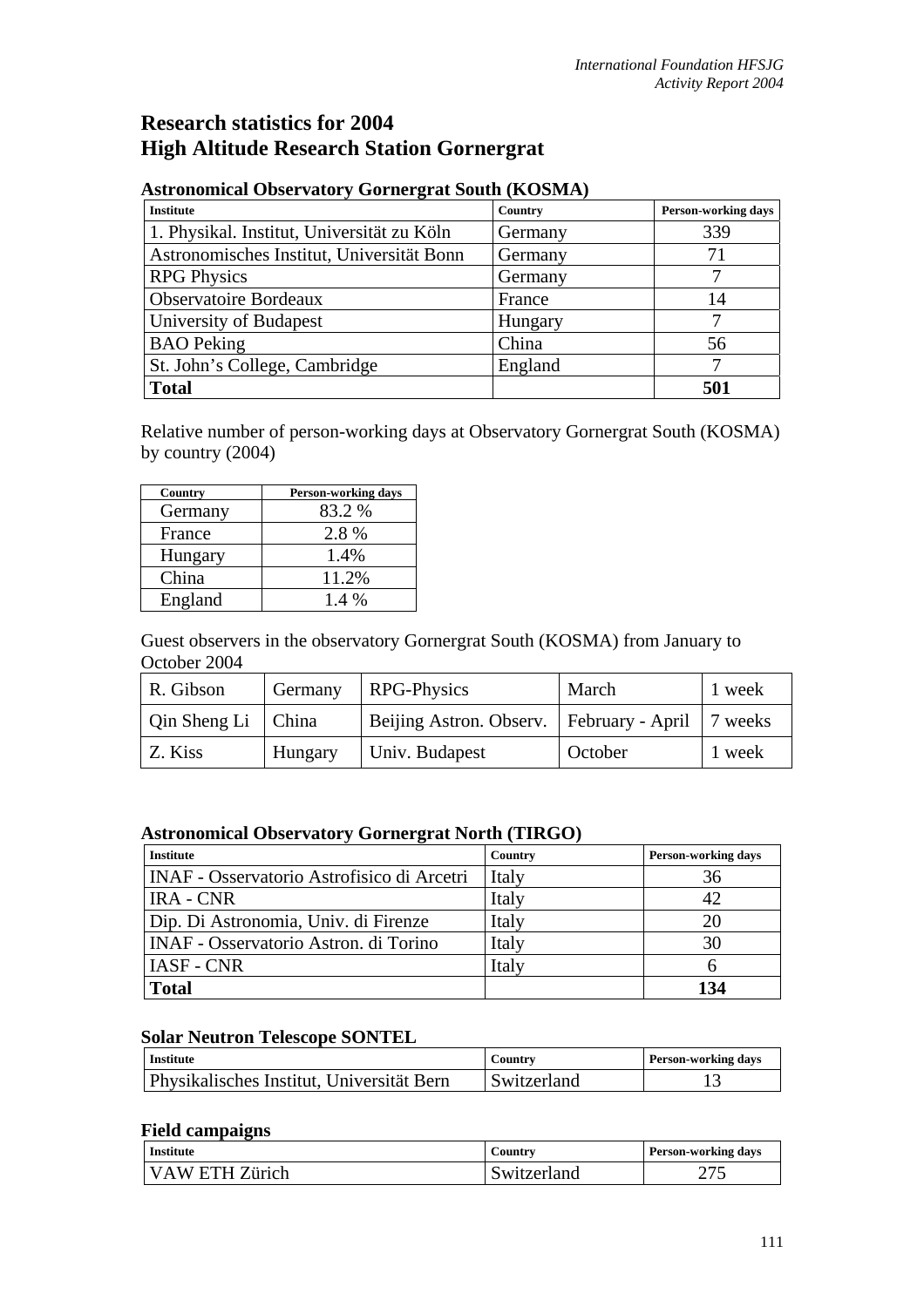# Research statistics for 2004
# High Altitude Research Station Gornergrat

### Astronomical Observatory Gornergrat South (KOSMA)

| Institute | Country | Person-working days |
|---|---|---|
| 1. Physikal. Institut, Universität zu Köln | Germany | 339 |
| Astronomisches Institut, Universität Bonn | Germany | 71 |
| RPG Physics | Germany | 7 |
| Observatoire Bordeaux | France | 14 |
| University of Budapest | Hungary | 7 |
| BAO Peking | China | 56 |
| St. John's College, Cambridge | England | 7 |
| **Total** | | **501** |

Relative number of person-working days at Observatory Gornergrat South (KOSMA) by country (2004)

| Country | Person-working days |
|---|---|
| Germany | 83.2 % |
| France | 2.8 % |
| Hungary | 1.4% |
| China | 11.2% |
| England | 1.4 % |

Guest observers in the observatory Gornergrat South (KOSMA) from January to October 2004

| | | | | |
|---|---|---|---|---|
| R. Gibson | Germany | RPG-Physics | March | 1 week |
| Qin Sheng Li | China | Beijing Astron. Observ. | February - April | 7 weeks |
| Z. Kiss | Hungary | Univ. Budapest | October | 1 week |

### Astronomical Observatory Gornergrat North (TIRGO)

| Institute | Country | Person-working days |
|---|---|---|
| INAF - Osservatorio Astrofisico di Arcetri | Italy | 36 |
| IRA - CNR | Italy | 42 |
| Dip. Di Astronomia, Univ. di Firenze | Italy | 20 |
| INAF - Osservatorio Astron. di Torino | Italy | 30 |
| IASF - CNR | Italy | 6 |
| **Total** | | **134** |

### Solar Neutron Telescope SONTEL

| Institute | Country | Person-working days |
|---|---|---|
| Physikalisches Institut, Universität Bern | Switzerland | 13 |

### Field campaigns

| Institute | Country | Person-working days |
|---|---|---|
| VAW ETH Zürich | Switzerland | 275 |